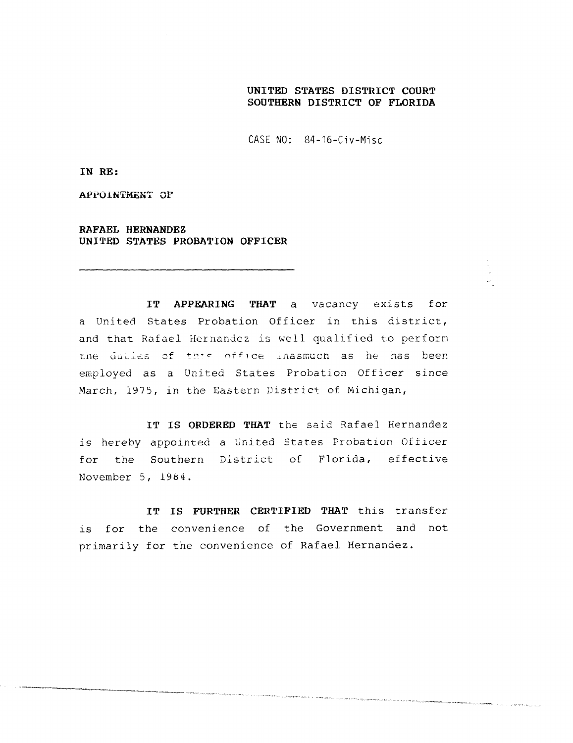**UNITED STATES DISTRICT COURT**
**SOUTHERN DISTRICT OF FLORIDA**

CASE NO: 84-16-Civ-Misc

**IN RE:**

**APPOINTMENT OF**

**RAFAEL HERNANDEZ**
**UNITED STATES PROBATION OFFICER**

---

**IT APPEARING THAT** a vacancy exists for a United States Probation Officer in this district, and that Rafael Hernandez is well qualified to perform the duties of this office inasmuch as he has been employed as a United States Probation Officer since March, 1975, in the Eastern District of Michigan,

**IT IS ORDERED THAT** the said Rafael Hernandez is hereby appointed a United States Probation Officer for the Southern District of Florida, effective November 5, 1984.

**IT IS FURTHER CERTIFIED THAT** this transfer is for the convenience of the Government and not primarily for the convenience of Rafael Hernandez.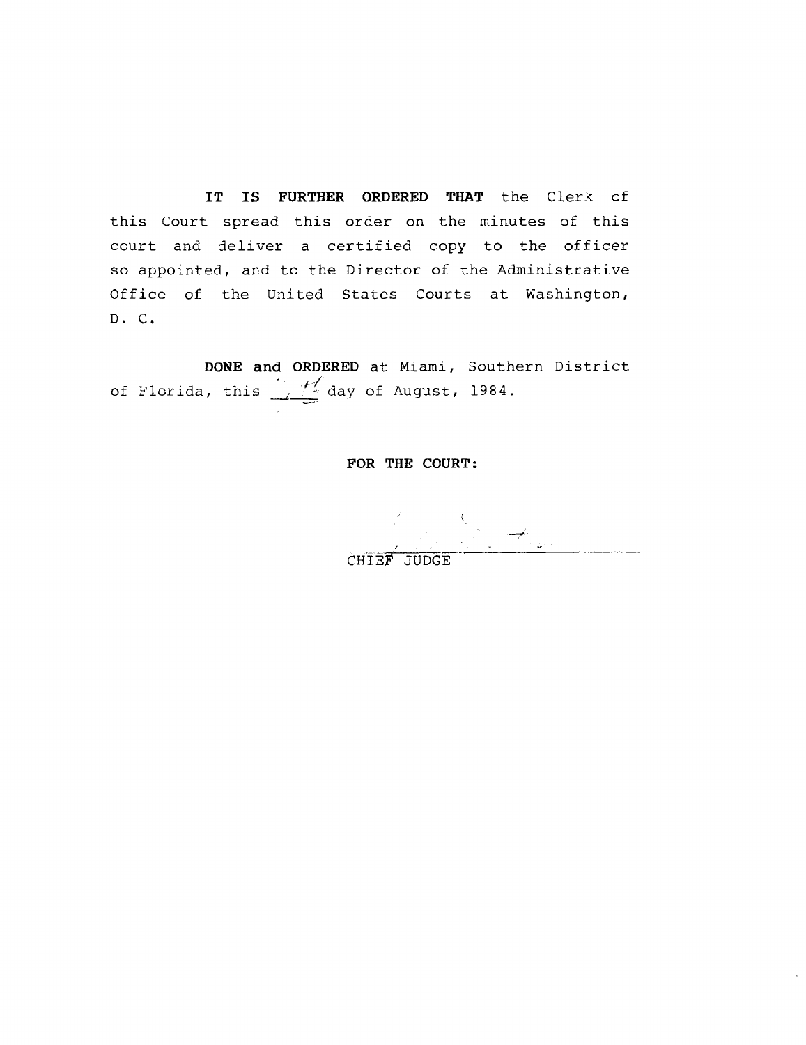**IT IS FURTHER ORDERED THAT** the Clerk of this Court spread this order on the minutes of this court and deliver a certified copy to the officer so appointed, and to the Director of the Administrative Office of the United States Courts at Washington, D. C.

**DONE and ORDERED** at Miami, Southern District of Florida, this ___ day of August, 1984.

**FOR THE COURT:**

CHIEF JUDGE